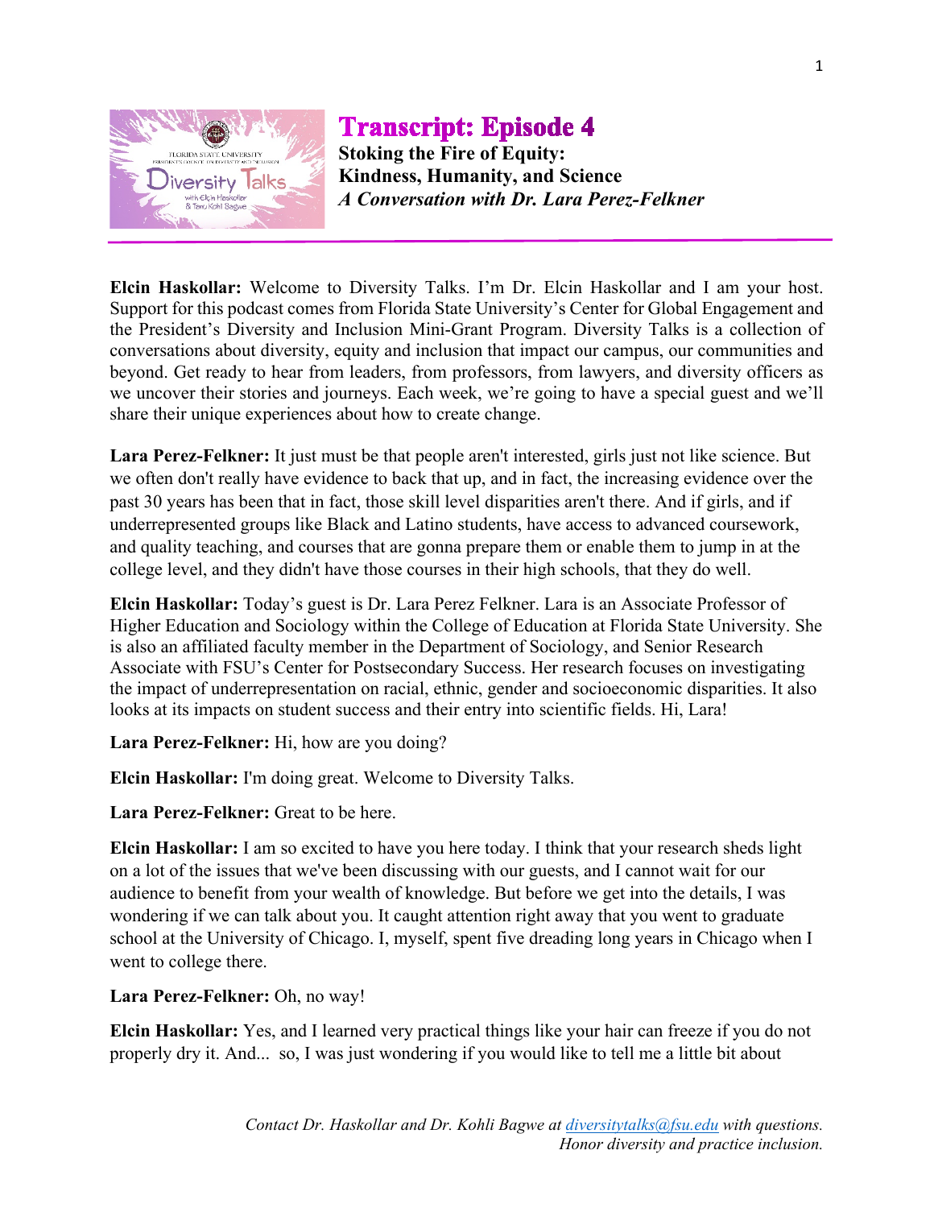# Transcript: Episode 4

**Stoking the Fire of Equity:**
**Kindness, Humanity, and Science**
***A Conversation with Dr. Lara Perez-Felkner***

**Elcin Haskollar:** Welcome to Diversity Talks. I'm Dr. Elcin Haskollar and I am your host. Support for this podcast comes from Florida State University's Center for Global Engagement and the President's Diversity and Inclusion Mini-Grant Program. Diversity Talks is a collection of conversations about diversity, equity and inclusion that impact our campus, our communities and beyond. Get ready to hear from leaders, from professors, from lawyers, and diversity officers as we uncover their stories and journeys. Each week, we're going to have a special guest and we'll share their unique experiences about how to create change.

**Lara Perez-Felkner:** It just must be that people aren't interested, girls just not like science. But we often don't really have evidence to back that up, and in fact, the increasing evidence over the past 30 years has been that in fact, those skill level disparities aren't there. And if girls, and if underrepresented groups like Black and Latino students, have access to advanced coursework, and quality teaching, and courses that are gonna prepare them or enable them to jump in at the college level, and they didn't have those courses in their high schools, that they do well.

**Elcin Haskollar:** Today's guest is Dr. Lara Perez Felkner. Lara is an Associate Professor of Higher Education and Sociology within the College of Education at Florida State University. She is also an affiliated faculty member in the Department of Sociology, and Senior Research Associate with FSU's Center for Postsecondary Success. Her research focuses on investigating the impact of underrepresentation on racial, ethnic, gender and socioeconomic disparities. It also looks at its impacts on student success and their entry into scientific fields. Hi, Lara!

**Lara Perez-Felkner:** Hi, how are you doing?

**Elcin Haskollar:** I'm doing great. Welcome to Diversity Talks.

**Lara Perez-Felkner:** Great to be here.

**Elcin Haskollar:** I am so excited to have you here today. I think that your research sheds light on a lot of the issues that we've been discussing with our guests, and I cannot wait for our audience to benefit from your wealth of knowledge. But before we get into the details, I was wondering if we can talk about you. It caught attention right away that you went to graduate school at the University of Chicago. I, myself, spent five dreading long years in Chicago when I went to college there.

**Lara Perez-Felkner:** Oh, no way!

**Elcin Haskollar:** Yes, and I learned very practical things like your hair can freeze if you do not properly dry it. And... so, I was just wondering if you would like to tell me a little bit about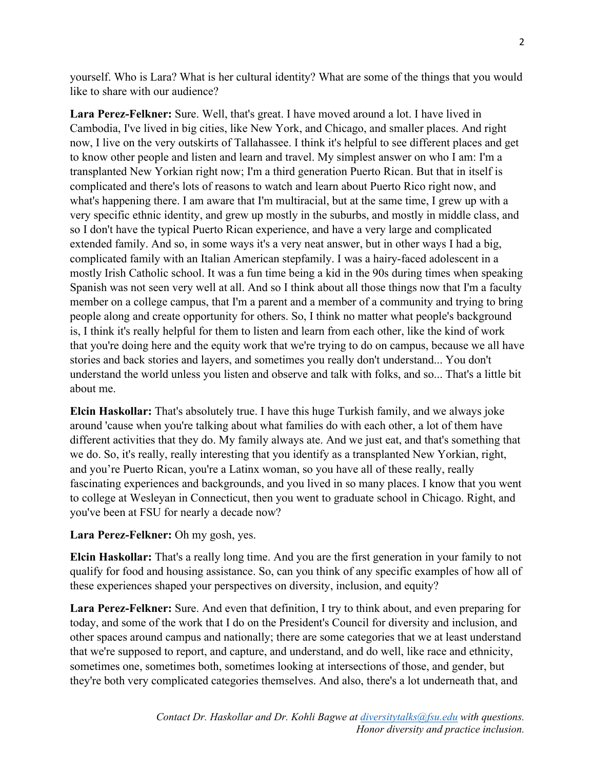yourself. Who is Lara? What is her cultural identity? What are some of the things that you would like to share with our audience?

**Lara Perez-Felkner:** Sure. Well, that's great. I have moved around a lot. I have lived in Cambodia, I've lived in big cities, like New York, and Chicago, and smaller places. And right now, I live on the very outskirts of Tallahassee. I think it's helpful to see different places and get to know other people and listen and learn and travel. My simplest answer on who I am: I'm a transplanted New Yorkian right now; I'm a third generation Puerto Rican. But that in itself is complicated and there's lots of reasons to watch and learn about Puerto Rico right now, and what's happening there. I am aware that I'm multiracial, but at the same time, I grew up with a very specific ethnic identity, and grew up mostly in the suburbs, and mostly in middle class, and so I don't have the typical Puerto Rican experience, and have a very large and complicated extended family. And so, in some ways it's a very neat answer, but in other ways I had a big, complicated family with an Italian American stepfamily. I was a hairy-faced adolescent in a mostly Irish Catholic school. It was a fun time being a kid in the 90s during times when speaking Spanish was not seen very well at all. And so I think about all those things now that I'm a faculty member on a college campus, that I'm a parent and a member of a community and trying to bring people along and create opportunity for others. So, I think no matter what people's background is, I think it's really helpful for them to listen and learn from each other, like the kind of work that you're doing here and the equity work that we're trying to do on campus, because we all have stories and back stories and layers, and sometimes you really don't understand... You don't understand the world unless you listen and observe and talk with folks, and so... That's a little bit about me.

**Elcin Haskollar:** That's absolutely true. I have this huge Turkish family, and we always joke around 'cause when you're talking about what families do with each other, a lot of them have different activities that they do. My family always ate. And we just eat, and that's something that we do. So, it's really, really interesting that you identify as a transplanted New Yorkian, right, and you're Puerto Rican, you're a Latinx woman, so you have all of these really, really fascinating experiences and backgrounds, and you lived in so many places. I know that you went to college at Wesleyan in Connecticut, then you went to graduate school in Chicago. Right, and you've been at FSU for nearly a decade now?

**Lara Perez-Felkner:** Oh my gosh, yes.

**Elcin Haskollar:** That's a really long time. And you are the first generation in your family to not qualify for food and housing assistance. So, can you think of any specific examples of how all of these experiences shaped your perspectives on diversity, inclusion, and equity?

**Lara Perez-Felkner:** Sure. And even that definition, I try to think about, and even preparing for today, and some of the work that I do on the President's Council for diversity and inclusion, and other spaces around campus and nationally; there are some categories that we at least understand that we're supposed to report, and capture, and understand, and do well, like race and ethnicity, sometimes one, sometimes both, sometimes looking at intersections of those, and gender, but they're both very complicated categories themselves. And also, there's a lot underneath that, and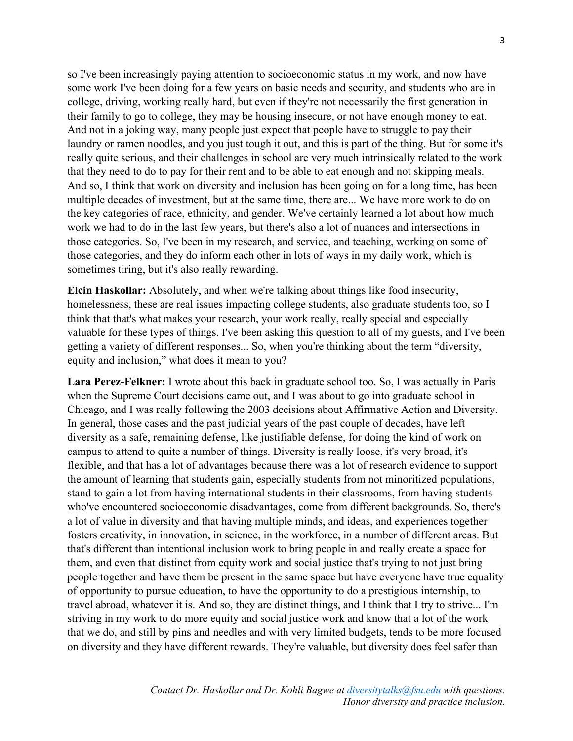so I've been increasingly paying attention to socioeconomic status in my work, and now have some work I've been doing for a few years on basic needs and security, and students who are in college, driving, working really hard, but even if they're not necessarily the first generation in their family to go to college, they may be housing insecure, or not have enough money to eat. And not in a joking way, many people just expect that people have to struggle to pay their laundry or ramen noodles, and you just tough it out, and this is part of the thing. But for some it's really quite serious, and their challenges in school are very much intrinsically related to the work that they need to do to pay for their rent and to be able to eat enough and not skipping meals. And so, I think that work on diversity and inclusion has been going on for a long time, has been multiple decades of investment, but at the same time, there are... We have more work to do on the key categories of race, ethnicity, and gender. We've certainly learned a lot about how much work we had to do in the last few years, but there's also a lot of nuances and intersections in those categories. So, I've been in my research, and service, and teaching, working on some of those categories, and they do inform each other in lots of ways in my daily work, which is sometimes tiring, but it's also really rewarding.

**Elcin Haskollar:** Absolutely, and when we're talking about things like food insecurity, homelessness, these are real issues impacting college students, also graduate students too, so I think that that's what makes your research, your work really, really special and especially valuable for these types of things. I've been asking this question to all of my guests, and I've been getting a variety of different responses... So, when you're thinking about the term "diversity, equity and inclusion," what does it mean to you?

**Lara Perez-Felkner:** I wrote about this back in graduate school too. So, I was actually in Paris when the Supreme Court decisions came out, and I was about to go into graduate school in Chicago, and I was really following the 2003 decisions about Affirmative Action and Diversity. In general, those cases and the past judicial years of the past couple of decades, have left diversity as a safe, remaining defense, like justifiable defense, for doing the kind of work on campus to attend to quite a number of things. Diversity is really loose, it's very broad, it's flexible, and that has a lot of advantages because there was a lot of research evidence to support the amount of learning that students gain, especially students from not minoritized populations, stand to gain a lot from having international students in their classrooms, from having students who've encountered socioeconomic disadvantages, come from different backgrounds. So, there's a lot of value in diversity and that having multiple minds, and ideas, and experiences together fosters creativity, in innovation, in science, in the workforce, in a number of different areas. But that's different than intentional inclusion work to bring people in and really create a space for them, and even that distinct from equity work and social justice that's trying to not just bring people together and have them be present in the same space but have everyone have true equality of opportunity to pursue education, to have the opportunity to do a prestigious internship, to travel abroad, whatever it is. And so, they are distinct things, and I think that I try to strive... I'm striving in my work to do more equity and social justice work and know that a lot of the work that we do, and still by pins and needles and with very limited budgets, tends to be more focused on diversity and they have different rewards. They're valuable, but diversity does feel safer than

*Contact Dr. Haskollar and Dr. Kohli Bagwe at [diversitytalks@fsu.edu](mailto:diversitytalks@fsu.edu) with questions. Honor diversity and practice inclusion.*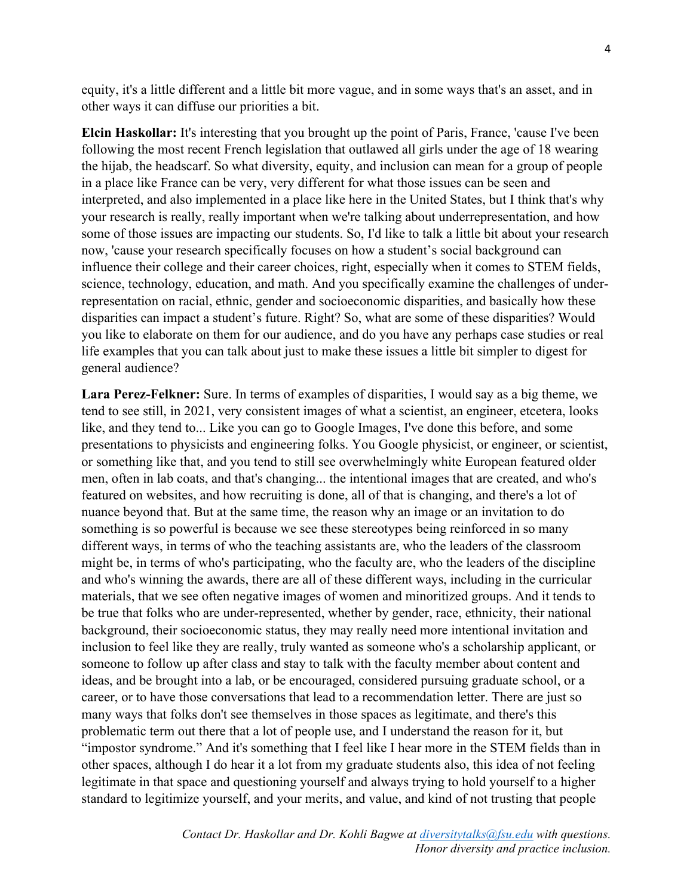equity, it's a little different and a little bit more vague, and in some ways that's an asset, and in other ways it can diffuse our priorities a bit.

**Elcin Haskollar:** It's interesting that you brought up the point of Paris, France, 'cause I've been following the most recent French legislation that outlawed all girls under the age of 18 wearing the hijab, the headscarf. So what diversity, equity, and inclusion can mean for a group of people in a place like France can be very, very different for what those issues can be seen and interpreted, and also implemented in a place like here in the United States, but I think that's why your research is really, really important when we're talking about underrepresentation, and how some of those issues are impacting our students. So, I'd like to talk a little bit about your research now, 'cause your research specifically focuses on how a student's social background can influence their college and their career choices, right, especially when it comes to STEM fields, science, technology, education, and math. And you specifically examine the challenges of under-representation on racial, ethnic, gender and socioeconomic disparities, and basically how these disparities can impact a student's future. Right? So, what are some of these disparities? Would you like to elaborate on them for our audience, and do you have any perhaps case studies or real life examples that you can talk about just to make these issues a little bit simpler to digest for general audience?

**Lara Perez-Felkner:** Sure. In terms of examples of disparities, I would say as a big theme, we tend to see still, in 2021, very consistent images of what a scientist, an engineer, etcetera, looks like, and they tend to... Like you can go to Google Images, I've done this before, and some presentations to physicists and engineering folks. You Google physicist, or engineer, or scientist, or something like that, and you tend to still see overwhelmingly white European featured older men, often in lab coats, and that's changing... the intentional images that are created, and who's featured on websites, and how recruiting is done, all of that is changing, and there's a lot of nuance beyond that. But at the same time, the reason why an image or an invitation to do something is so powerful is because we see these stereotypes being reinforced in so many different ways, in terms of who the teaching assistants are, who the leaders of the classroom might be, in terms of who's participating, who the faculty are, who the leaders of the discipline and who's winning the awards, there are all of these different ways, including in the curricular materials, that we see often negative images of women and minoritized groups. And it tends to be true that folks who are under-represented, whether by gender, race, ethnicity, their national background, their socioeconomic status, they may really need more intentional invitation and inclusion to feel like they are really, truly wanted as someone who's a scholarship applicant, or someone to follow up after class and stay to talk with the faculty member about content and ideas, and be brought into a lab, or be encouraged, considered pursuing graduate school, or a career, or to have those conversations that lead to a recommendation letter. There are just so many ways that folks don't see themselves in those spaces as legitimate, and there's this problematic term out there that a lot of people use, and I understand the reason for it, but "impostor syndrome." And it's something that I feel like I hear more in the STEM fields than in other spaces, although I do hear it a lot from my graduate students also, this idea of not feeling legitimate in that space and questioning yourself and always trying to hold yourself to a higher standard to legitimize yourself, and your merits, and value, and kind of not trusting that people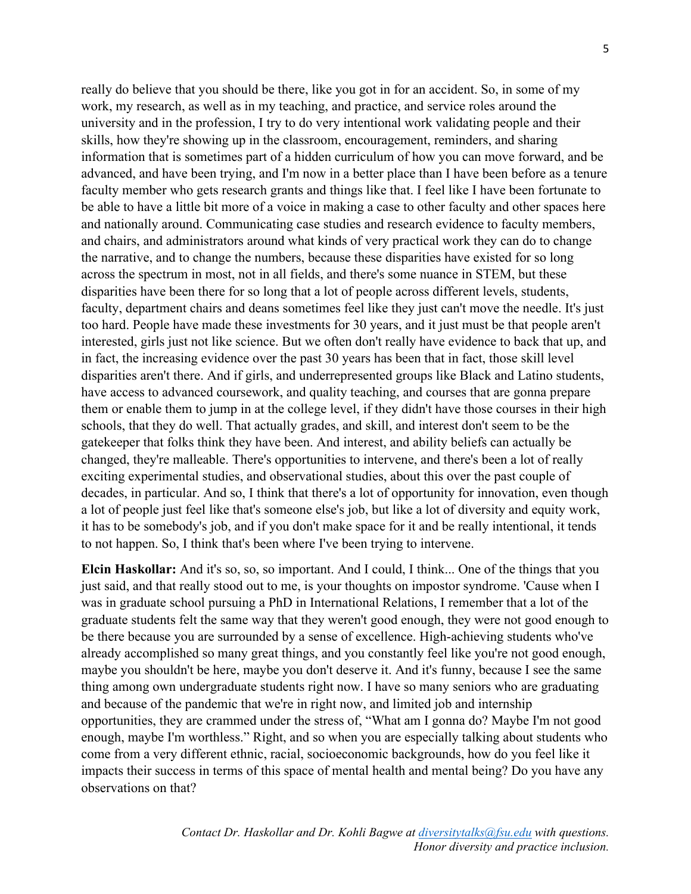really do believe that you should be there, like you got in for an accident. So, in some of my work, my research, as well as in my teaching, and practice, and service roles around the university and in the profession, I try to do very intentional work validating people and their skills, how they're showing up in the classroom, encouragement, reminders, and sharing information that is sometimes part of a hidden curriculum of how you can move forward, and be advanced, and have been trying, and I'm now in a better place than I have been before as a tenure faculty member who gets research grants and things like that. I feel like I have been fortunate to be able to have a little bit more of a voice in making a case to other faculty and other spaces here and nationally around. Communicating case studies and research evidence to faculty members, and chairs, and administrators around what kinds of very practical work they can do to change the narrative, and to change the numbers, because these disparities have existed for so long across the spectrum in most, not in all fields, and there's some nuance in STEM, but these disparities have been there for so long that a lot of people across different levels, students, faculty, department chairs and deans sometimes feel like they just can't move the needle. It's just too hard. People have made these investments for 30 years, and it just must be that people aren't interested, girls just not like science. But we often don't really have evidence to back that up, and in fact, the increasing evidence over the past 30 years has been that in fact, those skill level disparities aren't there. And if girls, and underrepresented groups like Black and Latino students, have access to advanced coursework, and quality teaching, and courses that are gonna prepare them or enable them to jump in at the college level, if they didn't have those courses in their high schools, that they do well. That actually grades, and skill, and interest don't seem to be the gatekeeper that folks think they have been. And interest, and ability beliefs can actually be changed, they're malleable. There's opportunities to intervene, and there's been a lot of really exciting experimental studies, and observational studies, about this over the past couple of decades, in particular. And so, I think that there's a lot of opportunity for innovation, even though a lot of people just feel like that's someone else's job, but like a lot of diversity and equity work, it has to be somebody's job, and if you don't make space for it and be really intentional, it tends to not happen. So, I think that's been where I've been trying to intervene.

**Elcin Haskollar:** And it's so, so, so important. And I could, I think... One of the things that you just said, and that really stood out to me, is your thoughts on impostor syndrome. 'Cause when I was in graduate school pursuing a PhD in International Relations, I remember that a lot of the graduate students felt the same way that they weren't good enough, they were not good enough to be there because you are surrounded by a sense of excellence. High-achieving students who've already accomplished so many great things, and you constantly feel like you're not good enough, maybe you shouldn't be here, maybe you don't deserve it. And it's funny, because I see the same thing among own undergraduate students right now. I have so many seniors who are graduating and because of the pandemic that we're in right now, and limited job and internship opportunities, they are crammed under the stress of, "What am I gonna do? Maybe I'm not good enough, maybe I'm worthless." Right, and so when you are especially talking about students who come from a very different ethnic, racial, socioeconomic backgrounds, how do you feel like it impacts their success in terms of this space of mental health and mental being? Do you have any observations on that?

*Contact Dr. Haskollar and Dr. Kohli Bagwe at diversitytalks@fsu.edu with questions. Honor diversity and practice inclusion.*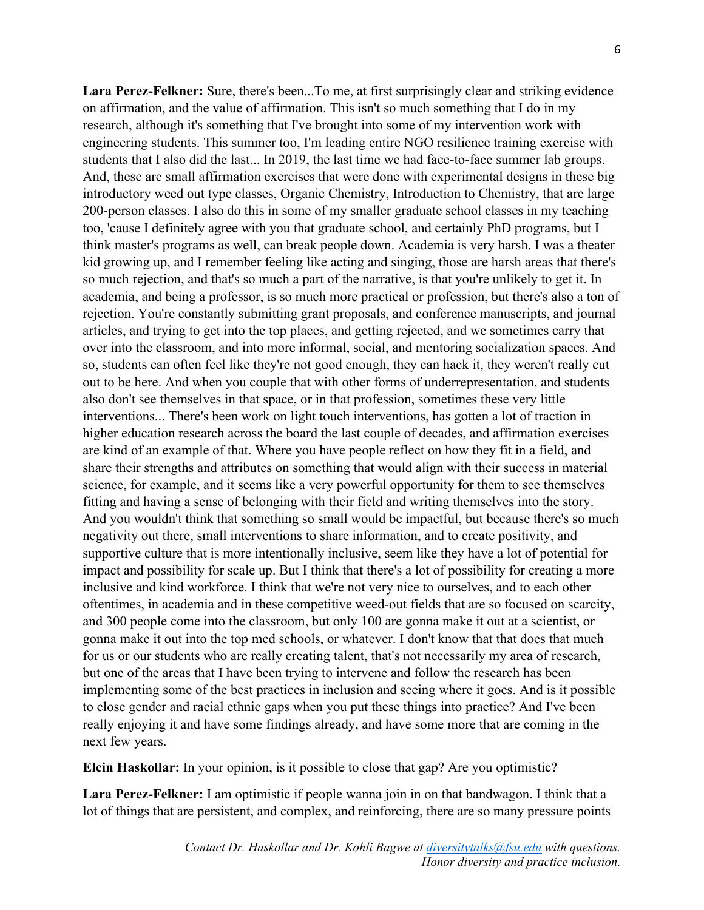**Lara Perez-Felkner:** Sure, there's been...To me, at first surprisingly clear and striking evidence on affirmation, and the value of affirmation. This isn't so much something that I do in my research, although it's something that I've brought into some of my intervention work with engineering students. This summer too, I'm leading entire NGO resilience training exercise with students that I also did the last... In 2019, the last time we had face-to-face summer lab groups. And, these are small affirmation exercises that were done with experimental designs in these big introductory weed out type classes, Organic Chemistry, Introduction to Chemistry, that are large 200-person classes. I also do this in some of my smaller graduate school classes in my teaching too, 'cause I definitely agree with you that graduate school, and certainly PhD programs, but I think master's programs as well, can break people down. Academia is very harsh. I was a theater kid growing up, and I remember feeling like acting and singing, those are harsh areas that there's so much rejection, and that's so much a part of the narrative, is that you're unlikely to get it. In academia, and being a professor, is so much more practical or profession, but there's also a ton of rejection. You're constantly submitting grant proposals, and conference manuscripts, and journal articles, and trying to get into the top places, and getting rejected, and we sometimes carry that over into the classroom, and into more informal, social, and mentoring socialization spaces. And so, students can often feel like they're not good enough, they can hack it, they weren't really cut out to be here. And when you couple that with other forms of underrepresentation, and students also don't see themselves in that space, or in that profession, sometimes these very little interventions... There's been work on light touch interventions, has gotten a lot of traction in higher education research across the board the last couple of decades, and affirmation exercises are kind of an example of that. Where you have people reflect on how they fit in a field, and share their strengths and attributes on something that would align with their success in material science, for example, and it seems like a very powerful opportunity for them to see themselves fitting and having a sense of belonging with their field and writing themselves into the story. And you wouldn't think that something so small would be impactful, but because there's so much negativity out there, small interventions to share information, and to create positivity, and supportive culture that is more intentionally inclusive, seem like they have a lot of potential for impact and possibility for scale up. But I think that there's a lot of possibility for creating a more inclusive and kind workforce. I think that we're not very nice to ourselves, and to each other oftentimes, in academia and in these competitive weed-out fields that are so focused on scarcity, and 300 people come into the classroom, but only 100 are gonna make it out at a scientist, or gonna make it out into the top med schools, or whatever. I don't know that that does that much for us or our students who are really creating talent, that's not necessarily my area of research, but one of the areas that I have been trying to intervene and follow the research has been implementing some of the best practices in inclusion and seeing where it goes. And is it possible to close gender and racial ethnic gaps when you put these things into practice? And I've been really enjoying it and have some findings already, and have some more that are coming in the next few years.

**Elcin Haskollar:** In your opinion, is it possible to close that gap? Are you optimistic?

**Lara Perez-Felkner:** I am optimistic if people wanna join in on that bandwagon. I think that a lot of things that are persistent, and complex, and reinforcing, there are so many pressure points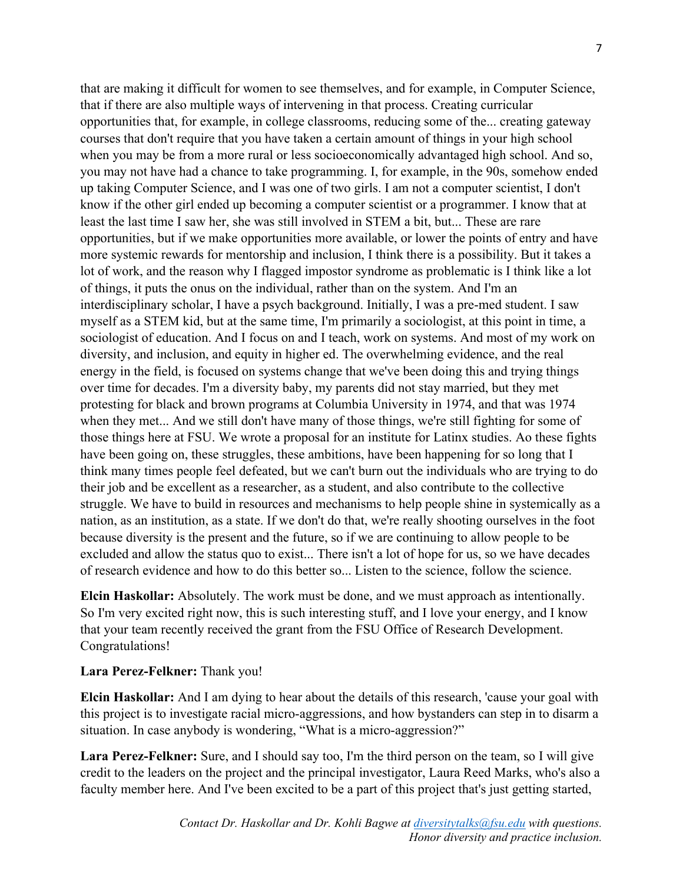that are making it difficult for women to see themselves, and for example, in Computer Science, that if there are also multiple ways of intervening in that process. Creating curricular opportunities that, for example, in college classrooms, reducing some of the... creating gateway courses that don't require that you have taken a certain amount of things in your high school when you may be from a more rural or less socioeconomically advantaged high school. And so, you may not have had a chance to take programming. I, for example, in the 90s, somehow ended up taking Computer Science, and I was one of two girls. I am not a computer scientist, I don't know if the other girl ended up becoming a computer scientist or a programmer. I know that at least the last time I saw her, she was still involved in STEM a bit, but... These are rare opportunities, but if we make opportunities more available, or lower the points of entry and have more systemic rewards for mentorship and inclusion, I think there is a possibility. But it takes a lot of work, and the reason why I flagged impostor syndrome as problematic is I think like a lot of things, it puts the onus on the individual, rather than on the system. And I'm an interdisciplinary scholar, I have a psych background. Initially, I was a pre-med student. I saw myself as a STEM kid, but at the same time, I'm primarily a sociologist, at this point in time, a sociologist of education. And I focus on and I teach, work on systems. And most of my work on diversity, and inclusion, and equity in higher ed. The overwhelming evidence, and the real energy in the field, is focused on systems change that we've been doing this and trying things over time for decades. I'm a diversity baby, my parents did not stay married, but they met protesting for black and brown programs at Columbia University in 1974, and that was 1974 when they met... And we still don't have many of those things, we're still fighting for some of those things here at FSU. We wrote a proposal for an institute for Latinx studies. Ao these fights have been going on, these struggles, these ambitions, have been happening for so long that I think many times people feel defeated, but we can't burn out the individuals who are trying to do their job and be excellent as a researcher, as a student, and also contribute to the collective struggle. We have to build in resources and mechanisms to help people shine in systemically as a nation, as an institution, as a state. If we don't do that, we're really shooting ourselves in the foot because diversity is the present and the future, so if we are continuing to allow people to be excluded and allow the status quo to exist... There isn't a lot of hope for us, so we have decades of research evidence and how to do this better so... Listen to the science, follow the science.

**Elcin Haskollar:** Absolutely. The work must be done, and we must approach as intentionally. So I'm very excited right now, this is such interesting stuff, and I love your energy, and I know that your team recently received the grant from the FSU Office of Research Development. Congratulations!

**Lara Perez-Felkner:** Thank you!

**Elcin Haskollar:** And I am dying to hear about the details of this research, 'cause your goal with this project is to investigate racial micro-aggressions, and how bystanders can step in to disarm a situation. In case anybody is wondering, "What is a micro-aggression?"

**Lara Perez-Felkner:** Sure, and I should say too, I'm the third person on the team, so I will give credit to the leaders on the project and the principal investigator, Laura Reed Marks, who's also a faculty member here. And I've been excited to be a part of this project that's just getting started,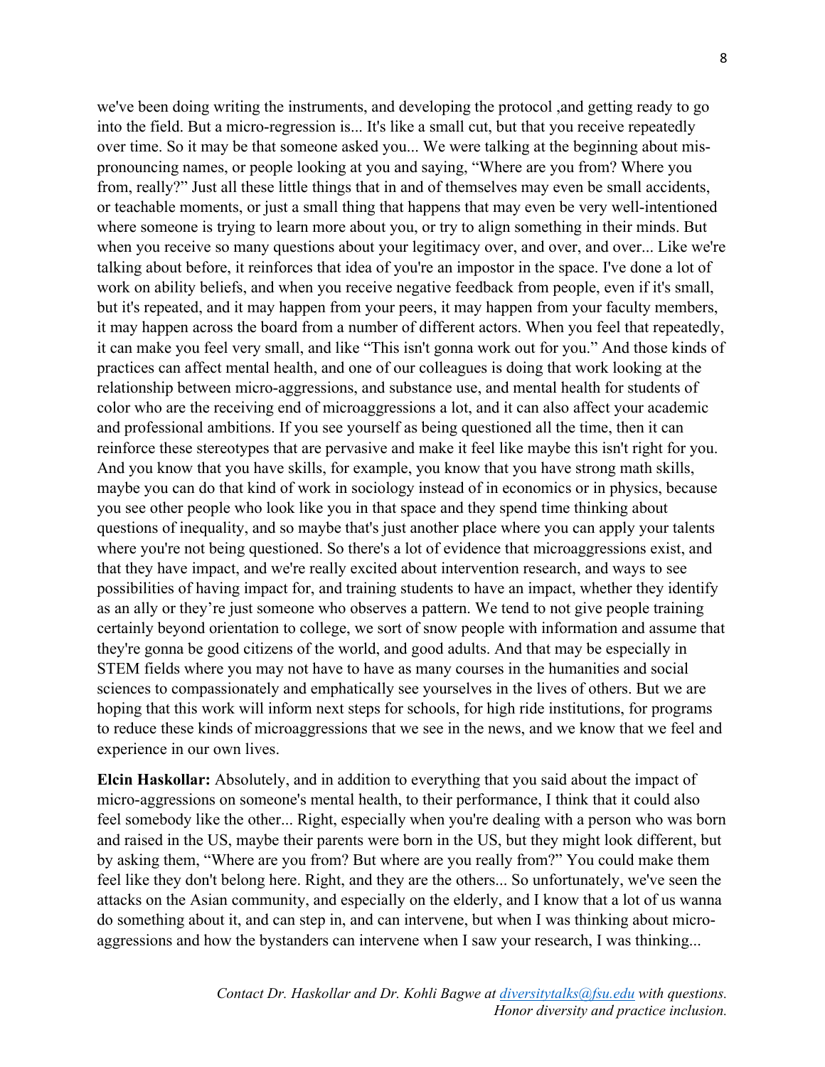we've been doing writing the instruments, and developing the protocol ,and getting ready to go into the field. But a micro-regression is... It's like a small cut, but that you receive repeatedly over time. So it may be that someone asked you... We were talking at the beginning about mis-pronouncing names, or people looking at you and saying, "Where are you from? Where you from, really?" Just all these little things that in and of themselves may even be small accidents, or teachable moments, or just a small thing that happens that may even be very well-intentioned where someone is trying to learn more about you, or try to align something in their minds. But when you receive so many questions about your legitimacy over, and over, and over... Like we're talking about before, it reinforces that idea of you're an impostor in the space. I've done a lot of work on ability beliefs, and when you receive negative feedback from people, even if it's small, but it's repeated, and it may happen from your peers, it may happen from your faculty members, it may happen across the board from a number of different actors. When you feel that repeatedly, it can make you feel very small, and like "This isn't gonna work out for you." And those kinds of practices can affect mental health, and one of our colleagues is doing that work looking at the relationship between micro-aggressions, and substance use, and mental health for students of color who are the receiving end of microaggressions a lot, and it can also affect your academic and professional ambitions. If you see yourself as being questioned all the time, then it can reinforce these stereotypes that are pervasive and make it feel like maybe this isn't right for you. And you know that you have skills, for example, you know that you have strong math skills, maybe you can do that kind of work in sociology instead of in economics or in physics, because you see other people who look like you in that space and they spend time thinking about questions of inequality, and so maybe that's just another place where you can apply your talents where you're not being questioned. So there's a lot of evidence that microaggressions exist, and that they have impact, and we're really excited about intervention research, and ways to see possibilities of having impact for, and training students to have an impact, whether they identify as an ally or they're just someone who observes a pattern. We tend to not give people training certainly beyond orientation to college, we sort of snow people with information and assume that they're gonna be good citizens of the world, and good adults. And that may be especially in STEM fields where you may not have to have as many courses in the humanities and social sciences to compassionately and emphatically see yourselves in the lives of others. But we are hoping that this work will inform next steps for schools, for high ride institutions, for programs to reduce these kinds of microaggressions that we see in the news, and we know that we feel and experience in our own lives.

**Elcin Haskollar:** Absolutely, and in addition to everything that you said about the impact of micro-aggressions on someone's mental health, to their performance, I think that it could also feel somebody like the other... Right, especially when you're dealing with a person who was born and raised in the US, maybe their parents were born in the US, but they might look different, but by asking them, "Where are you from? But where are you really from?" You could make them feel like they don't belong here. Right, and they are the others... So unfortunately, we've seen the attacks on the Asian community, and especially on the elderly, and I know that a lot of us wanna do something about it, and can step in, and can intervene, but when I was thinking about micro-aggressions and how the bystanders can intervene when I saw your research, I was thinking...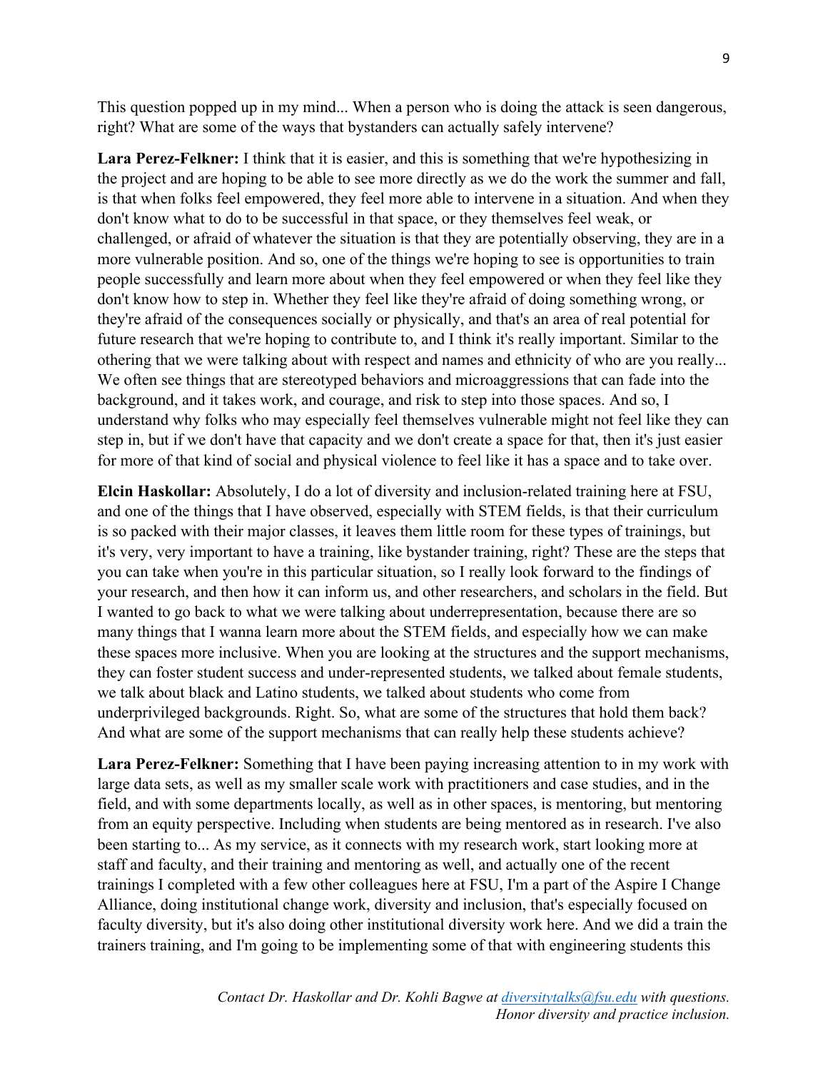This question popped up in my mind... When a person who is doing the attack is seen dangerous, right? What are some of the ways that bystanders can actually safely intervene?

**Lara Perez-Felkner:** I think that it is easier, and this is something that we're hypothesizing in the project and are hoping to be able to see more directly as we do the work the summer and fall, is that when folks feel empowered, they feel more able to intervene in a situation. And when they don't know what to do to be successful in that space, or they themselves feel weak, or challenged, or afraid of whatever the situation is that they are potentially observing, they are in a more vulnerable position. And so, one of the things we're hoping to see is opportunities to train people successfully and learn more about when they feel empowered or when they feel like they don't know how to step in. Whether they feel like they're afraid of doing something wrong, or they're afraid of the consequences socially or physically, and that's an area of real potential for future research that we're hoping to contribute to, and I think it's really important. Similar to the othering that we were talking about with respect and names and ethnicity of who are you really... We often see things that are stereotyped behaviors and microaggressions that can fade into the background, and it takes work, and courage, and risk to step into those spaces. And so, I understand why folks who may especially feel themselves vulnerable might not feel like they can step in, but if we don't have that capacity and we don't create a space for that, then it's just easier for more of that kind of social and physical violence to feel like it has a space and to take over.

**Elcin Haskollar:** Absolutely, I do a lot of diversity and inclusion-related training here at FSU, and one of the things that I have observed, especially with STEM fields, is that their curriculum is so packed with their major classes, it leaves them little room for these types of trainings, but it's very, very important to have a training, like bystander training, right? These are the steps that you can take when you're in this particular situation, so I really look forward to the findings of your research, and then how it can inform us, and other researchers, and scholars in the field. But I wanted to go back to what we were talking about underrepresentation, because there are so many things that I wanna learn more about the STEM fields, and especially how we can make these spaces more inclusive. When you are looking at the structures and the support mechanisms, they can foster student success and under-represented students, we talked about female students, we talk about black and Latino students, we talked about students who come from underprivileged backgrounds. Right. So, what are some of the structures that hold them back? And what are some of the support mechanisms that can really help these students achieve?

**Lara Perez-Felkner:** Something that I have been paying increasing attention to in my work with large data sets, as well as my smaller scale work with practitioners and case studies, and in the field, and with some departments locally, as well as in other spaces, is mentoring, but mentoring from an equity perspective. Including when students are being mentored as in research. I've also been starting to... As my service, as it connects with my research work, start looking more at staff and faculty, and their training and mentoring as well, and actually one of the recent trainings I completed with a few other colleagues here at FSU, I'm a part of the Aspire I Change Alliance, doing institutional change work, diversity and inclusion, that's especially focused on faculty diversity, but it's also doing other institutional diversity work here. And we did a train the trainers training, and I'm going to be implementing some of that with engineering students this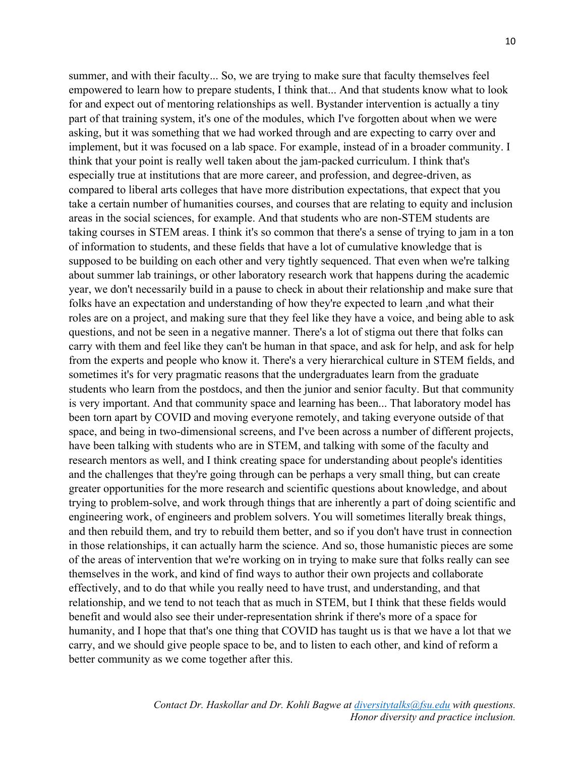summer, and with their faculty... So, we are trying to make sure that faculty themselves feel empowered to learn how to prepare students, I think that... And that students know what to look for and expect out of mentoring relationships as well. Bystander intervention is actually a tiny part of that training system, it's one of the modules, which I've forgotten about when we were asking, but it was something that we had worked through and are expecting to carry over and implement, but it was focused on a lab space. For example, instead of in a broader community. I think that your point is really well taken about the jam-packed curriculum. I think that's especially true at institutions that are more career, and profession, and degree-driven, as compared to liberal arts colleges that have more distribution expectations, that expect that you take a certain number of humanities courses, and courses that are relating to equity and inclusion areas in the social sciences, for example. And that students who are non-STEM students are taking courses in STEM areas. I think it's so common that there's a sense of trying to jam in a ton of information to students, and these fields that have a lot of cumulative knowledge that is supposed to be building on each other and very tightly sequenced. That even when we're talking about summer lab trainings, or other laboratory research work that happens during the academic year, we don't necessarily build in a pause to check in about their relationship and make sure that folks have an expectation and understanding of how they're expected to learn ,and what their roles are on a project, and making sure that they feel like they have a voice, and being able to ask questions, and not be seen in a negative manner. There's a lot of stigma out there that folks can carry with them and feel like they can't be human in that space, and ask for help, and ask for help from the experts and people who know it. There's a very hierarchical culture in STEM fields, and sometimes it's for very pragmatic reasons that the undergraduates learn from the graduate students who learn from the postdocs, and then the junior and senior faculty. But that community is very important. And that community space and learning has been... That laboratory model has been torn apart by COVID and moving everyone remotely, and taking everyone outside of that space, and being in two-dimensional screens, and I've been across a number of different projects, have been talking with students who are in STEM, and talking with some of the faculty and research mentors as well, and I think creating space for understanding about people's identities and the challenges that they're going through can be perhaps a very small thing, but can create greater opportunities for the more research and scientific questions about knowledge, and about trying to problem-solve, and work through things that are inherently a part of doing scientific and engineering work, of engineers and problem solvers. You will sometimes literally break things, and then rebuild them, and try to rebuild them better, and so if you don't have trust in connection in those relationships, it can actually harm the science. And so, those humanistic pieces are some of the areas of intervention that we're working on in trying to make sure that folks really can see themselves in the work, and kind of find ways to author their own projects and collaborate effectively, and to do that while you really need to have trust, and understanding, and that relationship, and we tend to not teach that as much in STEM, but I think that these fields would benefit and would also see their under-representation shrink if there's more of a space for humanity, and I hope that that's one thing that COVID has taught us is that we have a lot that we carry, and we should give people space to be, and to listen to each other, and kind of reform a better community as we come together after this.

*Contact Dr. Haskollar and Dr. Kohli Bagwe at diversitytalks@fsu.edu with questions.*
*Honor diversity and practice inclusion.*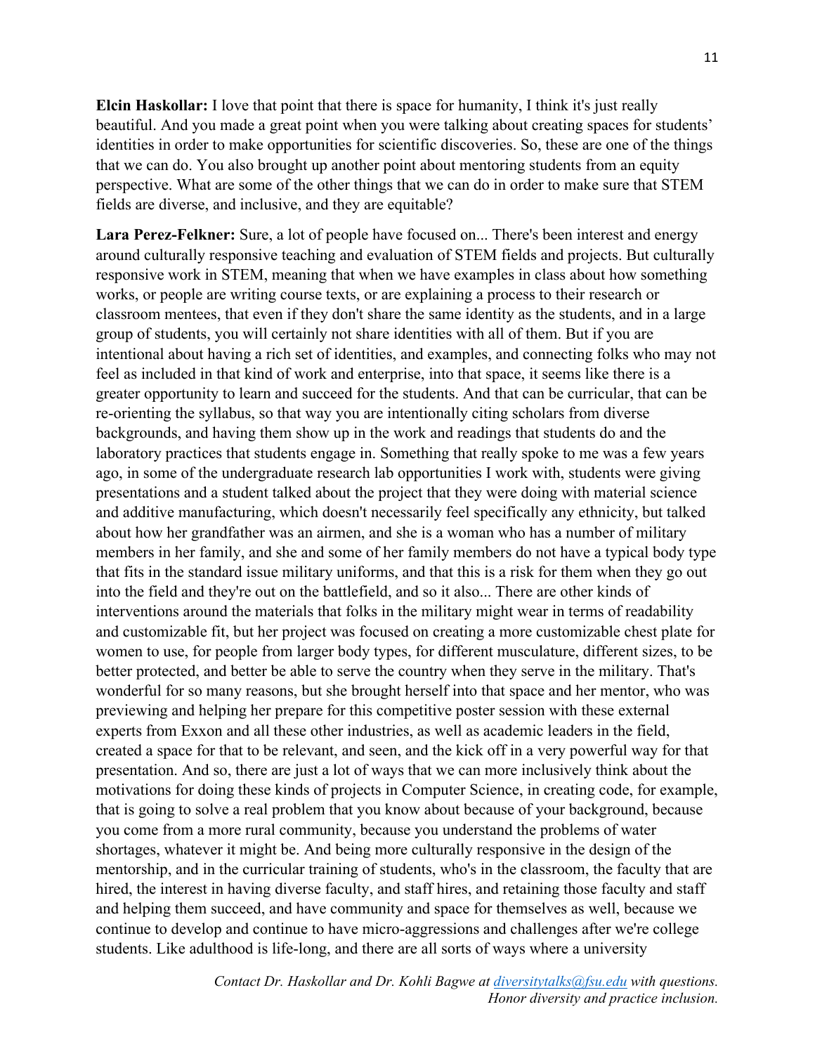**Elcin Haskollar:** I love that point that there is space for humanity, I think it's just really beautiful. And you made a great point when you were talking about creating spaces for students' identities in order to make opportunities for scientific discoveries. So, these are one of the things that we can do. You also brought up another point about mentoring students from an equity perspective. What are some of the other things that we can do in order to make sure that STEM fields are diverse, and inclusive, and they are equitable?

**Lara Perez-Felkner:** Sure, a lot of people have focused on... There's been interest and energy around culturally responsive teaching and evaluation of STEM fields and projects. But culturally responsive work in STEM, meaning that when we have examples in class about how something works, or people are writing course texts, or are explaining a process to their research or classroom mentees, that even if they don't share the same identity as the students, and in a large group of students, you will certainly not share identities with all of them. But if you are intentional about having a rich set of identities, and examples, and connecting folks who may not feel as included in that kind of work and enterprise, into that space, it seems like there is a greater opportunity to learn and succeed for the students. And that can be curricular, that can be re-orienting the syllabus, so that way you are intentionally citing scholars from diverse backgrounds, and having them show up in the work and readings that students do and the laboratory practices that students engage in. Something that really spoke to me was a few years ago, in some of the undergraduate research lab opportunities I work with, students were giving presentations and a student talked about the project that they were doing with material science and additive manufacturing, which doesn't necessarily feel specifically any ethnicity, but talked about how her grandfather was an airmen, and she is a woman who has a number of military members in her family, and she and some of her family members do not have a typical body type that fits in the standard issue military uniforms, and that this is a risk for them when they go out into the field and they're out on the battlefield, and so it also... There are other kinds of interventions around the materials that folks in the military might wear in terms of readability and customizable fit, but her project was focused on creating a more customizable chest plate for women to use, for people from larger body types, for different musculature, different sizes, to be better protected, and better be able to serve the country when they serve in the military. That's wonderful for so many reasons, but she brought herself into that space and her mentor, who was previewing and helping her prepare for this competitive poster session with these external experts from Exxon and all these other industries, as well as academic leaders in the field, created a space for that to be relevant, and seen, and the kick off in a very powerful way for that presentation. And so, there are just a lot of ways that we can more inclusively think about the motivations for doing these kinds of projects in Computer Science, in creating code, for example, that is going to solve a real problem that you know about because of your background, because you come from a more rural community, because you understand the problems of water shortages, whatever it might be. And being more culturally responsive in the design of the mentorship, and in the curricular training of students, who's in the classroom, the faculty that are hired, the interest in having diverse faculty, and staff hires, and retaining those faculty and staff and helping them succeed, and have community and space for themselves as well, because we continue to develop and continue to have micro-aggressions and challenges after we're college students. Like adulthood is life-long, and there are all sorts of ways where a university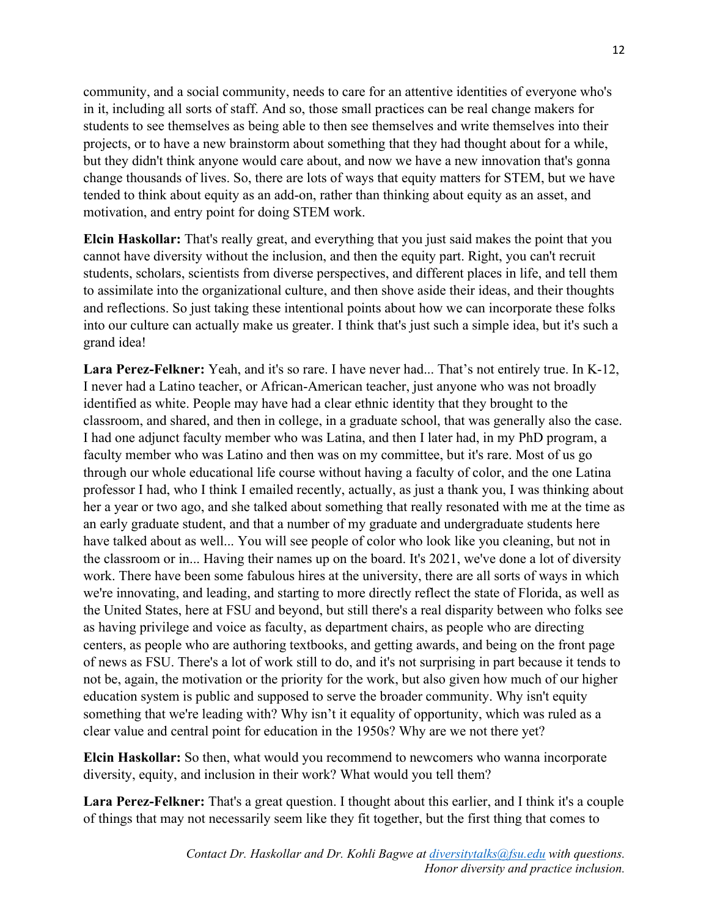community, and a social community, needs to care for an attentive identities of everyone who's in it, including all sorts of staff. And so, those small practices can be real change makers for students to see themselves as being able to then see themselves and write themselves into their projects, or to have a new brainstorm about something that they had thought about for a while, but they didn't think anyone would care about, and now we have a new innovation that's gonna change thousands of lives. So, there are lots of ways that equity matters for STEM, but we have tended to think about equity as an add-on, rather than thinking about equity as an asset, and motivation, and entry point for doing STEM work.

**Elcin Haskollar:** That's really great, and everything that you just said makes the point that you cannot have diversity without the inclusion, and then the equity part. Right, you can't recruit students, scholars, scientists from diverse perspectives, and different places in life, and tell them to assimilate into the organizational culture, and then shove aside their ideas, and their thoughts and reflections. So just taking these intentional points about how we can incorporate these folks into our culture can actually make us greater. I think that's just such a simple idea, but it's such a grand idea!

**Lara Perez-Felkner:** Yeah, and it's so rare. I have never had... That's not entirely true. In K-12, I never had a Latino teacher, or African-American teacher, just anyone who was not broadly identified as white. People may have had a clear ethnic identity that they brought to the classroom, and shared, and then in college, in a graduate school, that was generally also the case. I had one adjunct faculty member who was Latina, and then I later had, in my PhD program, a faculty member who was Latino and then was on my committee, but it's rare. Most of us go through our whole educational life course without having a faculty of color, and the one Latina professor I had, who I think I emailed recently, actually, as just a thank you, I was thinking about her a year or two ago, and she talked about something that really resonated with me at the time as an early graduate student, and that a number of my graduate and undergraduate students here have talked about as well... You will see people of color who look like you cleaning, but not in the classroom or in... Having their names up on the board. It's 2021, we've done a lot of diversity work. There have been some fabulous hires at the university, there are all sorts of ways in which we're innovating, and leading, and starting to more directly reflect the state of Florida, as well as the United States, here at FSU and beyond, but still there's a real disparity between who folks see as having privilege and voice as faculty, as department chairs, as people who are directing centers, as people who are authoring textbooks, and getting awards, and being on the front page of news as FSU. There's a lot of work still to do, and it's not surprising in part because it tends to not be, again, the motivation or the priority for the work, but also given how much of our higher education system is public and supposed to serve the broader community. Why isn't equity something that we're leading with? Why isn't it equality of opportunity, which was ruled as a clear value and central point for education in the 1950s? Why are we not there yet?

**Elcin Haskollar:** So then, what would you recommend to newcomers who wanna incorporate diversity, equity, and inclusion in their work? What would you tell them?

**Lara Perez-Felkner:** That's a great question. I thought about this earlier, and I think it's a couple of things that may not necessarily seem like they fit together, but the first thing that comes to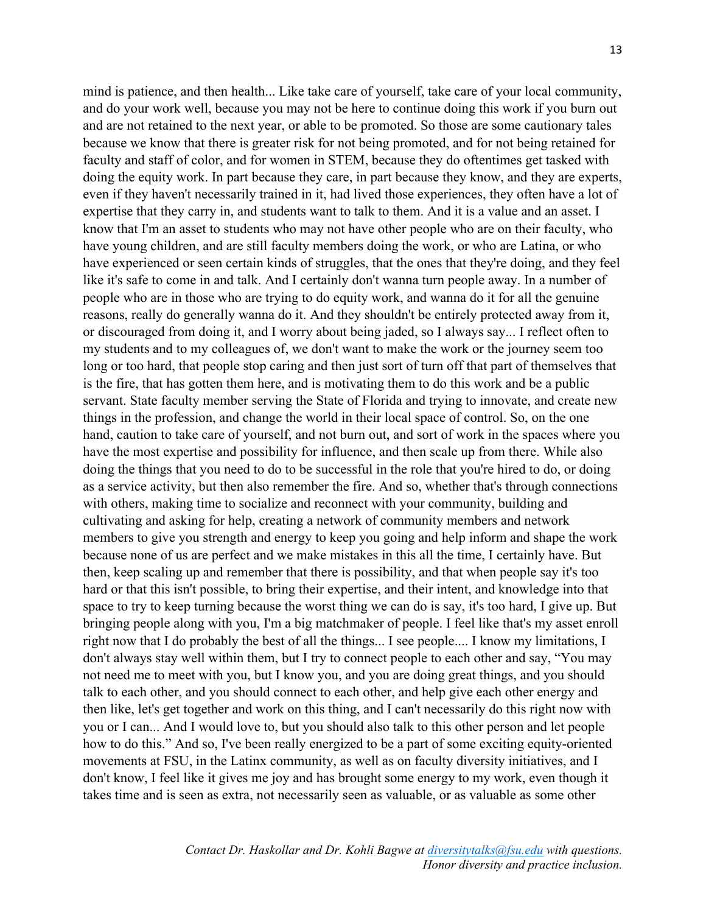mind is patience, and then health... Like take care of yourself, take care of your local community, and do your work well, because you may not be here to continue doing this work if you burn out and are not retained to the next year, or able to be promoted. So those are some cautionary tales because we know that there is greater risk for not being promoted, and for not being retained for faculty and staff of color, and for women in STEM, because they do oftentimes get tasked with doing the equity work. In part because they care, in part because they know, and they are experts, even if they haven't necessarily trained in it, had lived those experiences, they often have a lot of expertise that they carry in, and students want to talk to them. And it is a value and an asset. I know that I'm an asset to students who may not have other people who are on their faculty, who have young children, and are still faculty members doing the work, or who are Latina, or who have experienced or seen certain kinds of struggles, that the ones that they're doing, and they feel like it's safe to come in and talk. And I certainly don't wanna turn people away. In a number of people who are in those who are trying to do equity work, and wanna do it for all the genuine reasons, really do generally wanna do it. And they shouldn't be entirely protected away from it, or discouraged from doing it, and I worry about being jaded, so I always say... I reflect often to my students and to my colleagues of, we don't want to make the work or the journey seem too long or too hard, that people stop caring and then just sort of turn off that part of themselves that is the fire, that has gotten them here, and is motivating them to do this work and be a public servant. State faculty member serving the State of Florida and trying to innovate, and create new things in the profession, and change the world in their local space of control. So, on the one hand, caution to take care of yourself, and not burn out, and sort of work in the spaces where you have the most expertise and possibility for influence, and then scale up from there. While also doing the things that you need to do to be successful in the role that you're hired to do, or doing as a service activity, but then also remember the fire. And so, whether that's through connections with others, making time to socialize and reconnect with your community, building and cultivating and asking for help, creating a network of community members and network members to give you strength and energy to keep you going and help inform and shape the work because none of us are perfect and we make mistakes in this all the time, I certainly have. But then, keep scaling up and remember that there is possibility, and that when people say it's too hard or that this isn't possible, to bring their expertise, and their intent, and knowledge into that space to try to keep turning because the worst thing we can do is say, it's too hard, I give up. But bringing people along with you, I'm a big matchmaker of people. I feel like that's my asset enroll right now that I do probably the best of all the things... I see people.... I know my limitations, I don't always stay well within them, but I try to connect people to each other and say, "You may not need me to meet with you, but I know you, and you are doing great things, and you should talk to each other, and you should connect to each other, and help give each other energy and then like, let's get together and work on this thing, and I can't necessarily do this right now with you or I can... And I would love to, but you should also talk to this other person and let people how to do this." And so, I've been really energized to be a part of some exciting equity-oriented movements at FSU, in the Latinx community, as well as on faculty diversity initiatives, and I don't know, I feel like it gives me joy and has brought some energy to my work, even though it takes time and is seen as extra, not necessarily seen as valuable, or as valuable as some other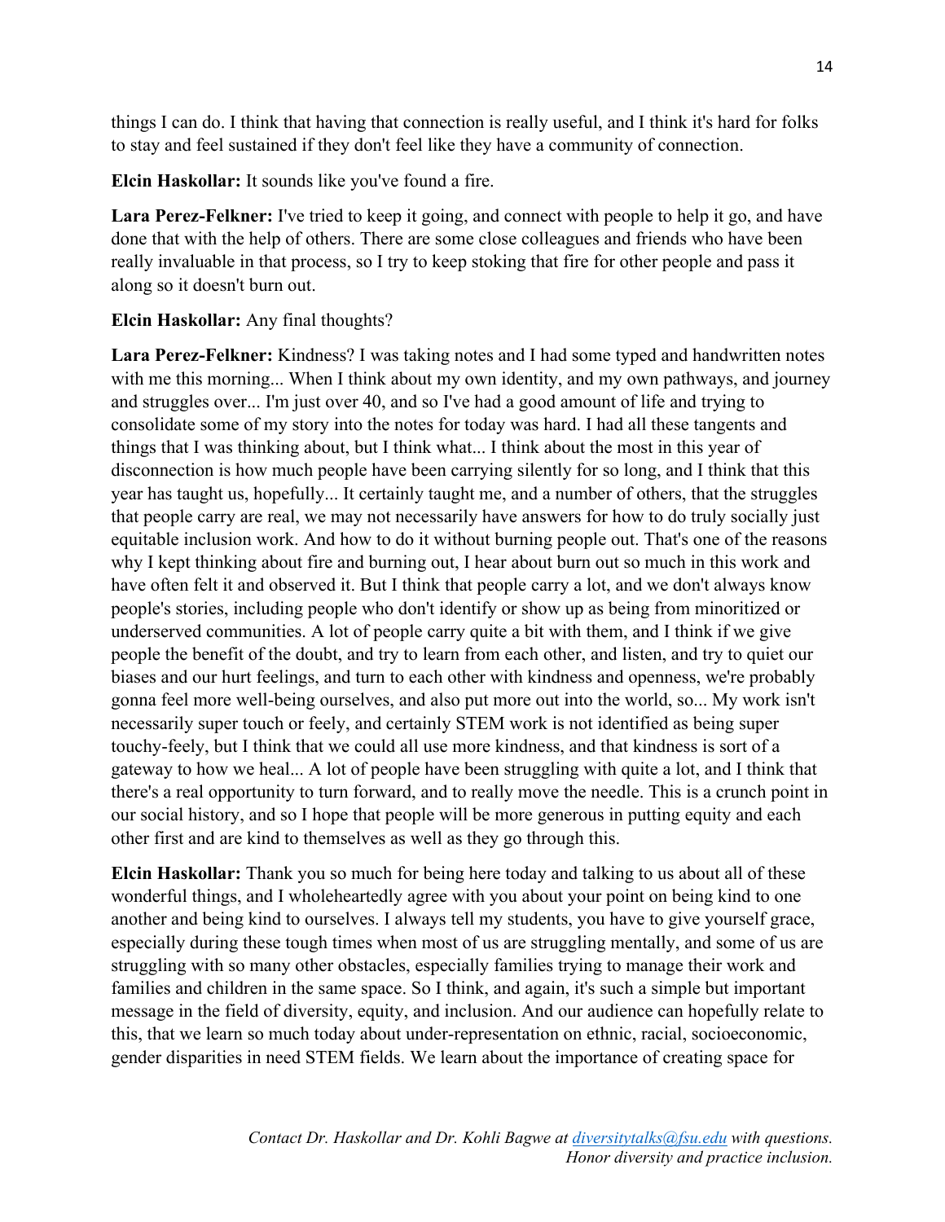things I can do. I think that having that connection is really useful, and I think it's hard for folks to stay and feel sustained if they don't feel like they have a community of connection.

**Elcin Haskollar:** It sounds like you've found a fire.

**Lara Perez-Felkner:** I've tried to keep it going, and connect with people to help it go, and have done that with the help of others. There are some close colleagues and friends who have been really invaluable in that process, so I try to keep stoking that fire for other people and pass it along so it doesn't burn out.

**Elcin Haskollar:** Any final thoughts?

**Lara Perez-Felkner:** Kindness? I was taking notes and I had some typed and handwritten notes with me this morning... When I think about my own identity, and my own pathways, and journey and struggles over... I'm just over 40, and so I've had a good amount of life and trying to consolidate some of my story into the notes for today was hard. I had all these tangents and things that I was thinking about, but I think what... I think about the most in this year of disconnection is how much people have been carrying silently for so long, and I think that this year has taught us, hopefully... It certainly taught me, and a number of others, that the struggles that people carry are real, we may not necessarily have answers for how to do truly socially just equitable inclusion work. And how to do it without burning people out. That's one of the reasons why I kept thinking about fire and burning out, I hear about burn out so much in this work and have often felt it and observed it. But I think that people carry a lot, and we don't always know people's stories, including people who don't identify or show up as being from minoritized or underserved communities. A lot of people carry quite a bit with them, and I think if we give people the benefit of the doubt, and try to learn from each other, and listen, and try to quiet our biases and our hurt feelings, and turn to each other with kindness and openness, we're probably gonna feel more well-being ourselves, and also put more out into the world, so... My work isn't necessarily super touch or feely, and certainly STEM work is not identified as being super touchy-feely, but I think that we could all use more kindness, and that kindness is sort of a gateway to how we heal... A lot of people have been struggling with quite a lot, and I think that there's a real opportunity to turn forward, and to really move the needle. This is a crunch point in our social history, and so I hope that people will be more generous in putting equity and each other first and are kind to themselves as well as they go through this.

**Elcin Haskollar:** Thank you so much for being here today and talking to us about all of these wonderful things, and I wholeheartedly agree with you about your point on being kind to one another and being kind to ourselves. I always tell my students, you have to give yourself grace, especially during these tough times when most of us are struggling mentally, and some of us are struggling with so many other obstacles, especially families trying to manage their work and families and children in the same space. So I think, and again, it's such a simple but important message in the field of diversity, equity, and inclusion. And our audience can hopefully relate to this, that we learn so much today about under-representation on ethnic, racial, socioeconomic, gender disparities in need STEM fields. We learn about the importance of creating space for

*Contact Dr. Haskollar and Dr. Kohli Bagwe at [diversitytalks@fsu.edu](mailto:diversitytalks@fsu.edu) with questions. Honor diversity and practice inclusion.*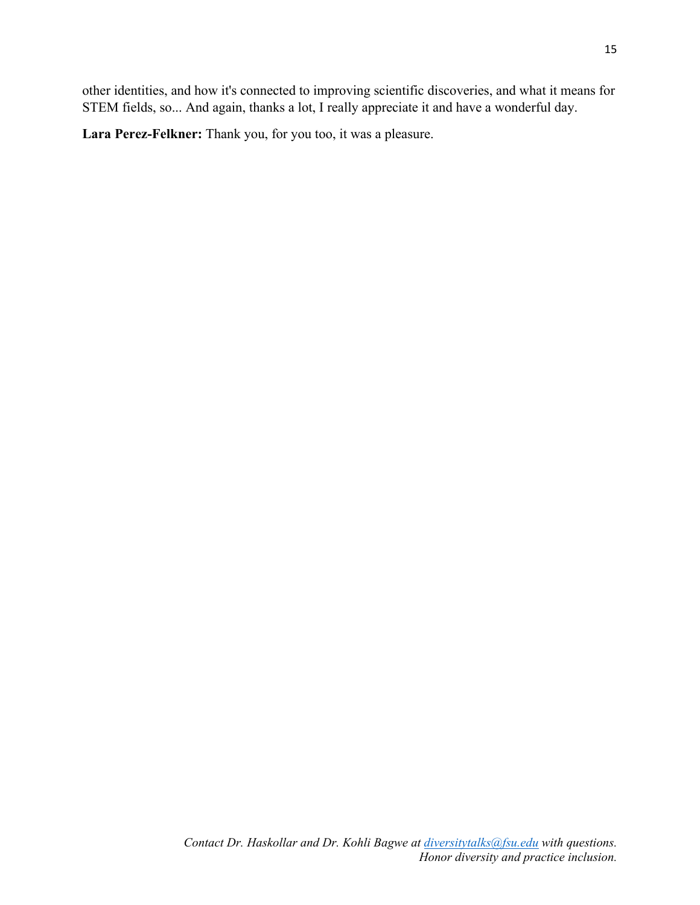other identities, and how it's connected to improving scientific discoveries, and what it means for STEM fields, so... And again, thanks a lot, I really appreciate it and have a wonderful day.

**Lara Perez-Felkner:** Thank you, for you too, it was a pleasure.